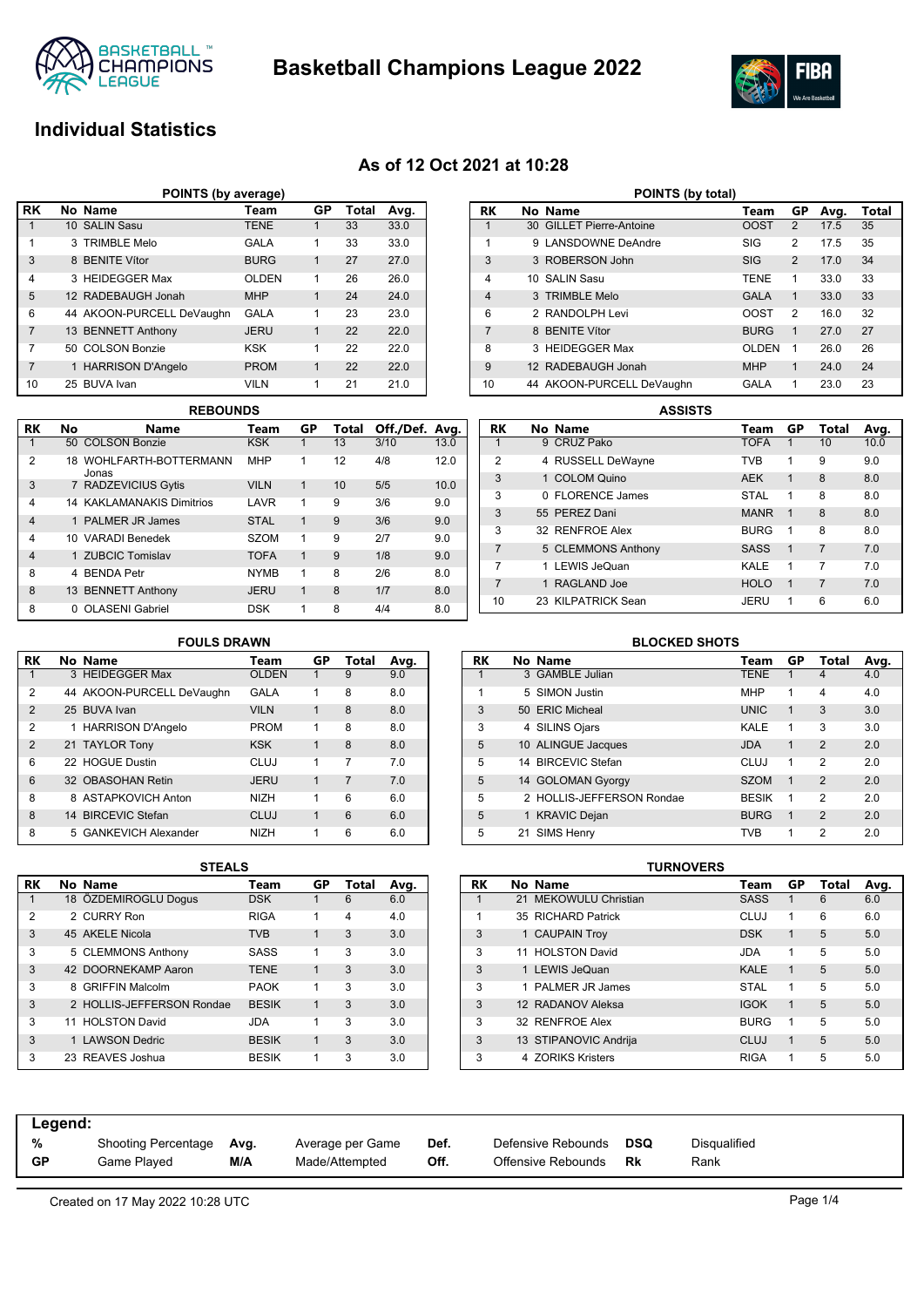# Basketball Champions League 2022

## Individual Statistics

### As of 12 Oct 2021 at 10:28

#### POINTS (by average)

| RK | No | Name | Team | GP | Total | Avg. |
|---|---|---|---|---|---|---|
| 1 | 10 | SALIN Sasu | TENE | 1 | 33 | 33.0 |
| 1 | 3 | TRIMBLE Melo | GALA | 1 | 33 | 33.0 |
| 3 | 8 | BENITE Vítor | BURG | 1 | 27 | 27.0 |
| 4 | 3 | HEIDEGGER Max | OLDEN | 1 | 26 | 26.0 |
| 5 | 12 | RADEBAUGH Jonah | MHP | 1 | 24 | 24.0 |
| 6 | 44 | AKOON-PURCELL DeVaughn | GALA | 1 | 23 | 23.0 |
| 7 | 13 | BENNETT Anthony | JERU | 1 | 22 | 22.0 |
| 7 | 50 | COLSON Bonzie | KSK | 1 | 22 | 22.0 |
| 7 | 1 | HARRISON D'Angelo | PROM | 1 | 22 | 22.0 |
| 10 | 25 | BUVA Ivan | VILN | 1 | 21 | 21.0 |

#### POINTS (by total)

| RK | No | Name | Team | GP | Avg. | Total |
|---|---|---|---|---|---|---|
| 1 | 30 | GILLET Pierre-Antoine | OOST | 2 | 17.5 | 35 |
| 1 | 9 | LANSDOWNE DeAndre | SIG | 2 | 17.5 | 35 |
| 3 | 3 | ROBERSON John | SIG | 2 | 17.0 | 34 |
| 4 | 10 | SALIN Sasu | TENE | 1 | 33.0 | 33 |
| 4 | 3 | TRIMBLE Melo | GALA | 1 | 33.0 | 33 |
| 6 | 2 | RANDOLPH Levi | OOST | 2 | 16.0 | 32 |
| 7 | 8 | BENITE Vítor | BURG | 1 | 27.0 | 27 |
| 8 | 3 | HEIDEGGER Max | OLDEN | 1 | 26.0 | 26 |
| 9 | 12 | RADEBAUGH Jonah | MHP | 1 | 24.0 | 24 |
| 10 | 44 | AKOON-PURCELL DeVaughn | GALA | 1 | 23.0 | 23 |

#### REBOUNDS

| RK | No | Name | Team | GP | Total | Off./Def. | Avg. |
|---|---|---|---|---|---|---|---|
| 1 | 50 | COLSON Bonzie | KSK | 1 | 13 | 3/10 | 13.0 |
| 2 | 18 | WOHLFARTH-BOTTERMANN Jonas | MHP | 1 | 12 | 4/8 | 12.0 |
| 3 | 7 | RADZEVICIUS Gytis | VILN | 1 | 10 | 5/5 | 10.0 |
| 4 | 14 | KAKLAMANAKIS Dimitrios | LAVR | 1 | 9 | 3/6 | 9.0 |
| 4 | 1 | PALMER JR James | STAL | 1 | 9 | 3/6 | 9.0 |
| 4 | 10 | VARADI Benedek | SZOM | 1 | 9 | 2/7 | 9.0 |
| 4 | 1 | ZUBCIC Tomislav | TOFA | 1 | 9 | 1/8 | 9.0 |
| 8 | 4 | BENDA Petr | NYMB | 1 | 8 | 2/6 | 8.0 |
| 8 | 13 | BENNETT Anthony | JERU | 1 | 8 | 1/7 | 8.0 |
| 8 | 0 | OLASENI Gabriel | DSK | 1 | 8 | 4/4 | 8.0 |

#### ASSISTS

| RK | No | Name | Team | GP | Total | Avg. |
|---|---|---|---|---|---|---|
| 1 | 9 | CRUZ Pako | TOFA | 1 | 10 | 10.0 |
| 2 | 4 | RUSSELL DeWayne | TVB | 1 | 9 | 9.0 |
| 3 | 1 | COLOM Quino | AEK | 1 | 8 | 8.0 |
| 3 | 0 | FLORENCE James | STAL | 1 | 8 | 8.0 |
| 3 | 55 | PEREZ Dani | MANR | 1 | 8 | 8.0 |
| 3 | 32 | RENFROE Alex | BURG | 1 | 8 | 8.0 |
| 7 | 5 | CLEMMONS Anthony | SASS | 1 | 7 | 7.0 |
| 7 | 1 | LEWIS JeQuan | KALE | 1 | 7 | 7.0 |
| 7 | 1 | RAGLAND Joe | HOLO | 1 | 7 | 7.0 |
| 10 | 23 | KILPATRICK Sean | JERU | 1 | 6 | 6.0 |

#### FOULS DRAWN

| RK | No | Name | Team | GP | Total | Avg. |
|---|---|---|---|---|---|---|
| 1 | 3 | HEIDEGGER Max | OLDEN | 1 | 9 | 9.0 |
| 2 | 44 | AKOON-PURCELL DeVaughn | GALA | 1 | 8 | 8.0 |
| 2 | 25 | BUVA Ivan | VILN | 1 | 8 | 8.0 |
| 2 | 1 | HARRISON D'Angelo | PROM | 1 | 8 | 8.0 |
| 2 | 21 | TAYLOR Tony | KSK | 1 | 8 | 8.0 |
| 6 | 22 | HOGUE Dustin | CLUJ | 1 | 7 | 7.0 |
| 6 | 32 | OBASOHAN Retin | JERU | 1 | 7 | 7.0 |
| 8 | 8 | ASTAPKOVICH Anton | NIZH | 1 | 6 | 6.0 |
| 8 | 14 | BIRCEVIC Stefan | CLUJ | 1 | 6 | 6.0 |
| 8 | 5 | GANKEVICH Alexander | NIZH | 1 | 6 | 6.0 |

#### BLOCKED SHOTS

| RK | No | Name | Team | GP | Total | Avg. |
|---|---|---|---|---|---|---|
| 1 | 3 | GAMBLE Julian | TENE | 1 | 4 | 4.0 |
| 1 | 5 | SIMON Justin | MHP | 1 | 4 | 4.0 |
| 3 | 50 | ERIC Micheal | UNIC | 1 | 3 | 3.0 |
| 3 | 4 | SILINS Ojars | KALE | 1 | 3 | 3.0 |
| 5 | 10 | ALINGUE Jacques | JDA | 1 | 2 | 2.0 |
| 5 | 14 | BIRCEVIC Stefan | CLUJ | 1 | 2 | 2.0 |
| 5 | 14 | GOLOMAN Gyorgy | SZOM | 1 | 2 | 2.0 |
| 5 | 2 | HOLLIS-JEFFERSON Rondae | BESIK | 1 | 2 | 2.0 |
| 5 | 1 | KRAVIC Dejan | BURG | 1 | 2 | 2.0 |
| 5 | 21 | SIMS Henry | TVB | 1 | 2 | 2.0 |

#### STEALS

| RK | No | Name | Team | GP | Total | Avg. |
|---|---|---|---|---|---|---|
| 1 | 18 | ÖZDEMIROGLU Dogus | DSK | 1 | 6 | 6.0 |
| 2 | 2 | CURRY Ron | RIGA | 1 | 4 | 4.0 |
| 3 | 45 | AKELE Nicola | TVB | 1 | 3 | 3.0 |
| 3 | 5 | CLEMMONS Anthony | SASS | 1 | 3 | 3.0 |
| 3 | 42 | DOORNEKAMP Aaron | TENE | 1 | 3 | 3.0 |
| 3 | 8 | GRIFFIN Malcolm | PAOK | 1 | 3 | 3.0 |
| 3 | 2 | HOLLIS-JEFFERSON Rondae | BESIK | 1 | 3 | 3.0 |
| 3 | 11 | HOLSTON David | JDA | 1 | 3 | 3.0 |
| 3 | 1 | LAWSON Dedric | BESIK | 1 | 3 | 3.0 |
| 3 | 23 | REAVES Joshua | BESIK | 1 | 3 | 3.0 |

#### TURNOVERS

| RK | No | Name | Team | GP | Total | Avg. |
|---|---|---|---|---|---|---|
| 1 | 21 | MEKOWULU Christian | SASS | 1 | 6 | 6.0 |
| 1 | 35 | RICHARD Patrick | CLUJ | 1 | 6 | 6.0 |
| 3 | 1 | CAUPAIN Troy | DSK | 1 | 5 | 5.0 |
| 3 | 11 | HOLSTON David | JDA | 1 | 5 | 5.0 |
| 3 | 1 | LEWIS JeQuan | KALE | 1 | 5 | 5.0 |
| 3 | 1 | PALMER JR James | STAL | 1 | 5 | 5.0 |
| 3 | 12 | RADANOV Aleksa | IGOK | 1 | 5 | 5.0 |
| 3 | 32 | RENFROE Alex | BURG | 1 | 5 | 5.0 |
| 3 | 13 | STIPANOVIC Andrija | CLUJ | 1 | 5 | 5.0 |
| 3 | 4 | ZORIKS Kristers | RIGA | 1 | 5 | 5.0 |

**Legend:**

| | | | | | | | |
|---|---|---|---|---|---|---|---|
| **%** | Shooting Percentage | **Avg.** | Average per Game | **Def.** | Defensive Rebounds | **DSQ** | Disqualified |
| **GP** | Game Played | **M/A** | Made/Attempted | **Off.** | Offensive Rebounds | **Rk** | Rank |

Created on 17 May 2022 10:28 UTC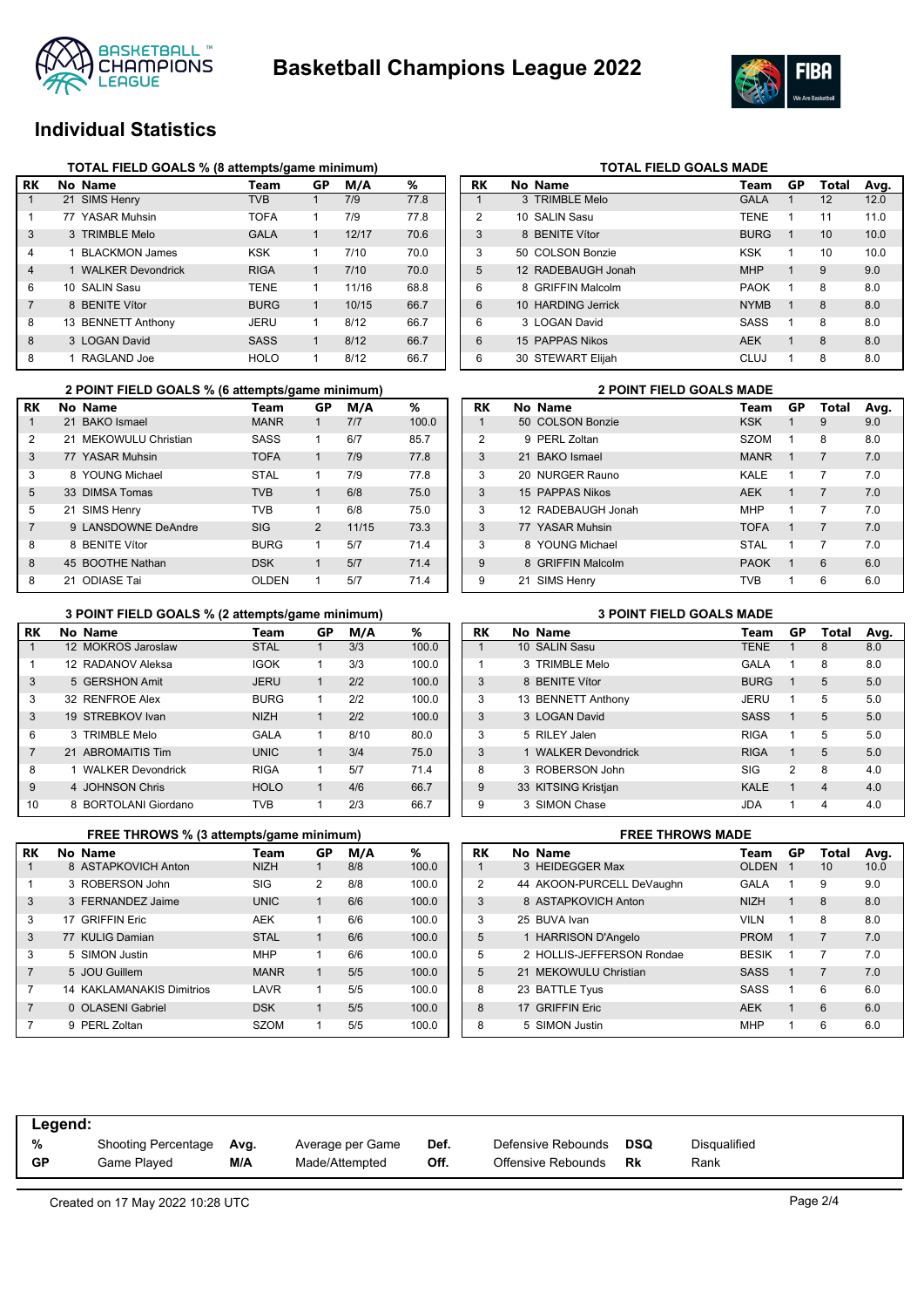# Basketball Champions League 2022

## Individual Statistics

### TOTAL FIELD GOALS % (8 attempts/game minimum)

| RK | No | Name | Team | GP | M/A | % |
|---|---|---|---|---|---|---|
| 1 | 21 | SIMS Henry | TVB | 1 | 7/9 | 77.8 |
| 1 | 77 | YASAR Muhsin | TOFA | 1 | 7/9 | 77.8 |
| 3 | 3 | TRIMBLE Melo | GALA | 1 | 12/17 | 70.6 |
| 4 | 1 | BLACKMON James | KSK | 1 | 7/10 | 70.0 |
| 4 | 1 | WALKER Devondrick | RIGA | 1 | 7/10 | 70.0 |
| 6 | 10 | SALIN Sasu | TENE | 1 | 11/16 | 68.8 |
| 7 | 8 | BENITE Vítor | BURG | 1 | 10/15 | 66.7 |
| 8 | 13 | BENNETT Anthony | JERU | 1 | 8/12 | 66.7 |
| 8 | 3 | LOGAN David | SASS | 1 | 8/12 | 66.7 |
| 8 | 1 | RAGLAND Joe | HOLO | 1 | 8/12 | 66.7 |

### TOTAL FIELD GOALS MADE

| RK | No | Name | Team | GP | Total | Avg. |
|---|---|---|---|---|---|---|
| 1 | 3 | TRIMBLE Melo | GALA | 1 | 12 | 12.0 |
| 2 | 10 | SALIN Sasu | TENE | 1 | 11 | 11.0 |
| 3 | 8 | BENITE Vítor | BURG | 1 | 10 | 10.0 |
| 3 | 50 | COLSON Bonzie | KSK | 1 | 10 | 10.0 |
| 5 | 12 | RADEBAUGH Jonah | MHP | 1 | 9 | 9.0 |
| 6 | 8 | GRIFFIN Malcolm | PAOK | 1 | 8 | 8.0 |
| 6 | 10 | HARDING Jerrick | NYMB | 1 | 8 | 8.0 |
| 6 | 3 | LOGAN David | SASS | 1 | 8 | 8.0 |
| 6 | 15 | PAPPAS Nikos | AEK | 1 | 8 | 8.0 |
| 6 | 30 | STEWART Elijah | CLUJ | 1 | 8 | 8.0 |

### 2 POINT FIELD GOALS % (6 attempts/game minimum)

| RK | No | Name | Team | GP | M/A | % |
|---|---|---|---|---|---|---|
| 1 | 21 | BAKO Ismael | MANR | 1 | 7/7 | 100.0 |
| 2 | 21 | MEKOWULU Christian | SASS | 1 | 6/7 | 85.7 |
| 3 | 77 | YASAR Muhsin | TOFA | 1 | 7/9 | 77.8 |
| 3 | 8 | YOUNG Michael | STAL | 1 | 7/9 | 77.8 |
| 5 | 33 | DIMSA Tomas | TVB | 1 | 6/8 | 75.0 |
| 5 | 21 | SIMS Henry | TVB | 1 | 6/8 | 75.0 |
| 7 | 9 | LANSDOWNE DeAndre | SIG | 2 | 11/15 | 73.3 |
| 8 | 8 | BENITE Vítor | BURG | 1 | 5/7 | 71.4 |
| 8 | 45 | BOOTHE Nathan | DSK | 1 | 5/7 | 71.4 |
| 8 | 21 | ODIASE Tai | OLDEN | 1 | 5/7 | 71.4 |

### 2 POINT FIELD GOALS MADE

| RK | No | Name | Team | GP | Total | Avg. |
|---|---|---|---|---|---|---|
| 1 | 50 | COLSON Bonzie | KSK | 1 | 9 | 9.0 |
| 2 | 9 | PERL Zoltan | SZOM | 1 | 8 | 8.0 |
| 3 | 21 | BAKO Ismael | MANR | 1 | 7 | 7.0 |
| 3 | 20 | NURGER Rauno | KALE | 1 | 7 | 7.0 |
| 3 | 15 | PAPPAS Nikos | AEK | 1 | 7 | 7.0 |
| 3 | 12 | RADEBAUGH Jonah | MHP | 1 | 7 | 7.0 |
| 3 | 77 | YASAR Muhsin | TOFA | 1 | 7 | 7.0 |
| 3 | 8 | YOUNG Michael | STAL | 1 | 7 | 7.0 |
| 9 | 8 | GRIFFIN Malcolm | PAOK | 1 | 6 | 6.0 |
| 9 | 21 | SIMS Henry | TVB | 1 | 6 | 6.0 |

### 3 POINT FIELD GOALS % (2 attempts/game minimum)

| RK | No | Name | Team | GP | M/A | % |
|---|---|---|---|---|---|---|
| 1 | 12 | MOKROS Jaroslaw | STAL | 1 | 3/3 | 100.0 |
| 1 | 12 | RADANOV Aleksa | IGOK | 1 | 3/3 | 100.0 |
| 3 | 5 | GERSHON Amit | JERU | 1 | 2/2 | 100.0 |
| 3 | 32 | RENFROE Alex | BURG | 1 | 2/2 | 100.0 |
| 3 | 19 | STREBKOV Ivan | NIZH | 1 | 2/2 | 100.0 |
| 6 | 3 | TRIMBLE Melo | GALA | 1 | 8/10 | 80.0 |
| 7 | 21 | ABROMAITIS Tim | UNIC | 1 | 3/4 | 75.0 |
| 8 | 1 | WALKER Devondrick | RIGA | 1 | 5/7 | 71.4 |
| 9 | 4 | JOHNSON Chris | HOLO | 1 | 4/6 | 66.7 |
| 10 | 8 | BORTOLANI Giordano | TVB | 1 | 2/3 | 66.7 |

### 3 POINT FIELD GOALS MADE

| RK | No | Name | Team | GP | Total | Avg. |
|---|---|---|---|---|---|---|
| 1 | 10 | SALIN Sasu | TENE | 1 | 8 | 8.0 |
| 1 | 3 | TRIMBLE Melo | GALA | 1 | 8 | 8.0 |
| 3 | 8 | BENITE Vítor | BURG | 1 | 5 | 5.0 |
| 3 | 13 | BENNETT Anthony | JERU | 1 | 5 | 5.0 |
| 3 | 3 | LOGAN David | SASS | 1 | 5 | 5.0 |
| 3 | 5 | RILEY Jalen | RIGA | 1 | 5 | 5.0 |
| 3 | 1 | WALKER Devondrick | RIGA | 1 | 5 | 5.0 |
| 8 | 3 | ROBERSON John | SIG | 2 | 8 | 4.0 |
| 9 | 33 | KITSING Kristjan | KALE | 1 | 4 | 4.0 |
| 9 | 3 | SIMON Chase | JDA | 1 | 4 | 4.0 |

### FREE THROWS % (3 attempts/game minimum)

| RK | No | Name | Team | GP | M/A | % |
|---|---|---|---|---|---|---|
| 1 | 8 | ASTAPKOVICH Anton | NIZH | 1 | 8/8 | 100.0 |
| 1 | 3 | ROBERSON John | SIG | 2 | 8/8 | 100.0 |
| 3 | 3 | FERNANDEZ Jaime | UNIC | 1 | 6/6 | 100.0 |
| 3 | 17 | GRIFFIN Eric | AEK | 1 | 6/6 | 100.0 |
| 3 | 77 | KULIG Damian | STAL | 1 | 6/6 | 100.0 |
| 3 | 5 | SIMON Justin | MHP | 1 | 6/6 | 100.0 |
| 7 | 5 | JOU Guillem | MANR | 1 | 5/5 | 100.0 |
| 7 | 14 | KAKLAMANAKIS Dimitrios | LAVR | 1 | 5/5 | 100.0 |
| 7 | 0 | OLASENI Gabriel | DSK | 1 | 5/5 | 100.0 |
| 7 | 9 | PERL Zoltan | SZOM | 1 | 5/5 | 100.0 |

### FREE THROWS MADE

| RK | No | Name | Team | GP | Total | Avg. |
|---|---|---|---|---|---|---|
| 1 | 3 | HEIDEGGER Max | OLDEN | 1 | 10 | 10.0 |
| 2 | 44 | AKOON-PURCELL DeVaughn | GALA | 1 | 9 | 9.0 |
| 3 | 8 | ASTAPKOVICH Anton | NIZH | 1 | 8 | 8.0 |
| 3 | 25 | BUVA Ivan | VILN | 1 | 8 | 8.0 |
| 5 | 1 | HARRISON D'Angelo | PROM | 1 | 7 | 7.0 |
| 5 | 2 | HOLLIS-JEFFERSON Rondae | BESIK | 1 | 7 | 7.0 |
| 5 | 21 | MEKOWULU Christian | SASS | 1 | 7 | 7.0 |
| 8 | 23 | BATTLE Tyus | SASS | 1 | 6 | 6.0 |
| 8 | 17 | GRIFFIN Eric | AEK | 1 | 6 | 6.0 |
| 8 | 5 | SIMON Justin | MHP | 1 | 6 | 6.0 |

**Legend:**

| | | | | | | | |
|---|---|---|---|---|---|---|---|
| **%** | Shooting Percentage | **Avg.** | Average per Game | **Def.** | Defensive Rebounds | **DSQ** | Disqualified |
| **GP** | Game Played | **M/A** | Made/Attempted | **Off.** | Offensive Rebounds | **Rk** | Rank |

Created on 17 May 2022 10:28 UTC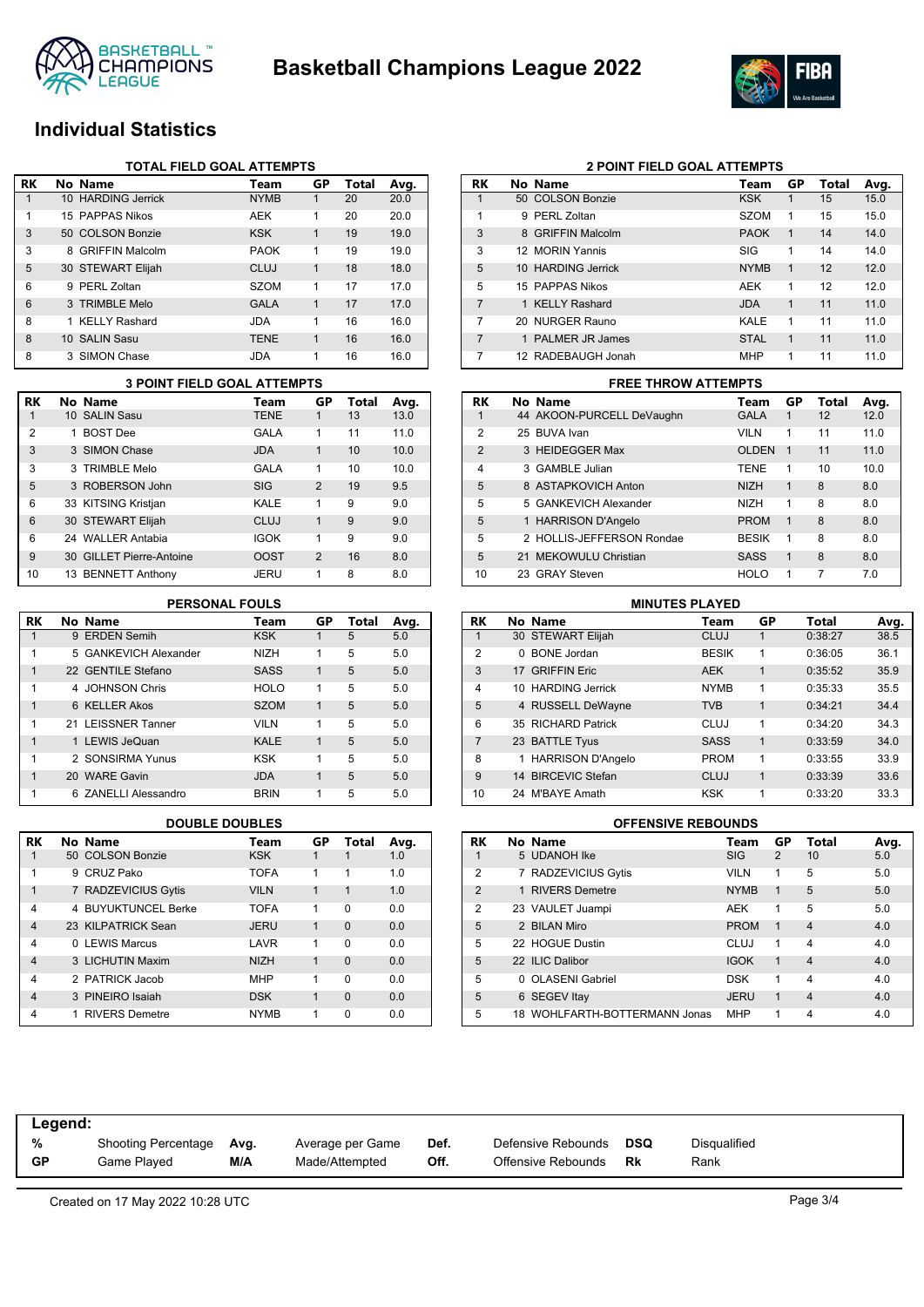# Basketball Champions League 2022

## Individual Statistics

### TOTAL FIELD GOAL ATTEMPTS

| RK | No | Name | Team | GP | Total | Avg. |
|---|---|---|---|---|---|---|
| 1 | 10 | HARDING Jerrick | NYMB | 1 | 20 | 20.0 |
| 1 | 15 | PAPPAS Nikos | AEK | 1 | 20 | 20.0 |
| 3 | 50 | COLSON Bonzie | KSK | 1 | 19 | 19.0 |
| 3 | 8 | GRIFFIN Malcolm | PAOK | 1 | 19 | 19.0 |
| 5 | 30 | STEWART Elijah | CLUJ | 1 | 18 | 18.0 |
| 6 | 9 | PERL Zoltan | SZOM | 1 | 17 | 17.0 |
| 6 | 3 | TRIMBLE Melo | GALA | 1 | 17 | 17.0 |
| 8 | 1 | KELLY Rashard | JDA | 1 | 16 | 16.0 |
| 8 | 10 | SALIN Sasu | TENE | 1 | 16 | 16.0 |
| 8 | 3 | SIMON Chase | JDA | 1 | 16 | 16.0 |

### 2 POINT FIELD GOAL ATTEMPTS

| RK | No | Name | Team | GP | Total | Avg. |
|---|---|---|---|---|---|---|
| 1 | 50 | COLSON Bonzie | KSK | 1 | 15 | 15.0 |
| 1 | 9 | PERL Zoltan | SZOM | 1 | 15 | 15.0 |
| 3 | 8 | GRIFFIN Malcolm | PAOK | 1 | 14 | 14.0 |
| 3 | 12 | MORIN Yannis | SIG | 1 | 14 | 14.0 |
| 5 | 10 | HARDING Jerrick | NYMB | 1 | 12 | 12.0 |
| 5 | 15 | PAPPAS Nikos | AEK | 1 | 12 | 12.0 |
| 7 | 1 | KELLY Rashard | JDA | 1 | 11 | 11.0 |
| 7 | 20 | NURGER Rauno | KALE | 1 | 11 | 11.0 |
| 7 | 1 | PALMER JR James | STAL | 1 | 11 | 11.0 |
| 7 | 12 | RADEBAUGH Jonah | MHP | 1 | 11 | 11.0 |

### 3 POINT FIELD GOAL ATTEMPTS

| RK | No | Name | Team | GP | Total | Avg. |
|---|---|---|---|---|---|---|
| 1 | 10 | SALIN Sasu | TENE | 1 | 13 | 13.0 |
| 2 | 1 | BOST Dee | GALA | 1 | 11 | 11.0 |
| 3 | 3 | SIMON Chase | JDA | 1 | 10 | 10.0 |
| 3 | 3 | TRIMBLE Melo | GALA | 1 | 10 | 10.0 |
| 5 | 3 | ROBERSON John | SIG | 2 | 19 | 9.5 |
| 6 | 33 | KITSING Kristjan | KALE | 1 | 9 | 9.0 |
| 6 | 30 | STEWART Elijah | CLUJ | 1 | 9 | 9.0 |
| 6 | 24 | WALLER Antabia | IGOK | 1 | 9 | 9.0 |
| 9 | 30 | GILLET Pierre-Antoine | OOST | 2 | 16 | 8.0 |
| 10 | 13 | BENNETT Anthony | JERU | 1 | 8 | 8.0 |

### FREE THROW ATTEMPTS

| RK | No | Name | Team | GP | Total | Avg. |
|---|---|---|---|---|---|---|
| 1 | 44 | AKOON-PURCELL DeVaughn | GALA | 1 | 12 | 12.0 |
| 2 | 25 | BUVA Ivan | VILN | 1 | 11 | 11.0 |
| 2 | 3 | HEIDEGGER Max | OLDEN | 1 | 11 | 11.0 |
| 4 | 3 | GAMBLE Julian | TENE | 1 | 10 | 10.0 |
| 5 | 8 | ASTAPKOVICH Anton | NIZH | 1 | 8 | 8.0 |
| 5 | 5 | GANKEVICH Alexander | NIZH | 1 | 8 | 8.0 |
| 5 | 1 | HARRISON D'Angelo | PROM | 1 | 8 | 8.0 |
| 5 | 2 | HOLLIS-JEFFERSON Rondae | BESIK | 1 | 8 | 8.0 |
| 5 | 21 | MEKOWULU Christian | SASS | 1 | 8 | 8.0 |
| 10 | 23 | GRAY Steven | HOLO | 1 | 7 | 7.0 |

### PERSONAL FOULS

| RK | No | Name | Team | GP | Total | Avg. |
|---|---|---|---|---|---|---|
| 1 | 9 | ERDEN Semih | KSK | 1 | 5 | 5.0 |
| 1 | 5 | GANKEVICH Alexander | NIZH | 1 | 5 | 5.0 |
| 1 | 22 | GENTILE Stefano | SASS | 1 | 5 | 5.0 |
| 1 | 4 | JOHNSON Chris | HOLO | 1 | 5 | 5.0 |
| 1 | 6 | KELLER Akos | SZOM | 1 | 5 | 5.0 |
| 1 | 21 | LEISSNER Tanner | VILN | 1 | 5 | 5.0 |
| 1 | 1 | LEWIS JeQuan | KALE | 1 | 5 | 5.0 |
| 1 | 2 | SONSIRMA Yunus | KSK | 1 | 5 | 5.0 |
| 1 | 20 | WARE Gavin | JDA | 1 | 5 | 5.0 |
| 1 | 6 | ZANELLI Alessandro | BRIN | 1 | 5 | 5.0 |

### MINUTES PLAYED

| RK | No | Name | Team | GP | Total | Avg. |
|---|---|---|---|---|---|---|
| 1 | 30 | STEWART Elijah | CLUJ | 1 | 0:38:27 | 38.5 |
| 2 | 0 | BONE Jordan | BESIK | 1 | 0:36:05 | 36.1 |
| 3 | 17 | GRIFFIN Eric | AEK | 1 | 0:35:52 | 35.9 |
| 4 | 10 | HARDING Jerrick | NYMB | 1 | 0:35:33 | 35.5 |
| 5 | 4 | RUSSELL DeWayne | TVB | 1 | 0:34:21 | 34.4 |
| 6 | 35 | RICHARD Patrick | CLUJ | 1 | 0:34:20 | 34.3 |
| 7 | 23 | BATTLE Tyus | SASS | 1 | 0:33:59 | 34.0 |
| 8 | 1 | HARRISON D'Angelo | PROM | 1 | 0:33:55 | 33.9 |
| 9 | 14 | BIRCEVIC Stefan | CLUJ | 1 | 0:33:39 | 33.6 |
| 10 | 24 | M'BAYE Amath | KSK | 1 | 0:33:20 | 33.3 |

### DOUBLE DOUBLES

| RK | No | Name | Team | GP | Total | Avg. |
|---|---|---|---|---|---|---|
| 1 | 50 | COLSON Bonzie | KSK | 1 | 1 | 1.0 |
| 1 | 9 | CRUZ Pako | TOFA | 1 | 1 | 1.0 |
| 1 | 7 | RADZEVICIUS Gytis | VILN | 1 | 1 | 1.0 |
| 4 | 4 | BUYUKTUNCEL Berke | TOFA | 1 | 0 | 0.0 |
| 4 | 23 | KILPATRICK Sean | JERU | 1 | 0 | 0.0 |
| 4 | 0 | LEWIS Marcus | LAVR | 1 | 0 | 0.0 |
| 4 | 3 | LICHUTIN Maxim | NIZH | 1 | 0 | 0.0 |
| 4 | 2 | PATRICK Jacob | MHP | 1 | 0 | 0.0 |
| 4 | 3 | PINEIRO Isaiah | DSK | 1 | 0 | 0.0 |
| 4 | 1 | RIVERS Demetre | NYMB | 1 | 0 | 0.0 |

### OFFENSIVE REBOUNDS

| RK | No | Name | Team | GP | Total | Avg. |
|---|---|---|---|---|---|---|
| 1 | 5 | UDANOH Ike | SIG | 2 | 10 | 5.0 |
| 2 | 7 | RADZEVICIUS Gytis | VILN | 1 | 5 | 5.0 |
| 2 | 1 | RIVERS Demetre | NYMB | 1 | 5 | 5.0 |
| 2 | 23 | VAULET Juampi | AEK | 1 | 5 | 5.0 |
| 5 | 2 | BILAN Miro | PROM | 1 | 4 | 4.0 |
| 5 | 22 | HOGUE Dustin | CLUJ | 1 | 4 | 4.0 |
| 5 | 22 | ILIC Dalibor | IGOK | 1 | 4 | 4.0 |
| 5 | 0 | OLASENI Gabriel | DSK | 1 | 4 | 4.0 |
| 5 | 6 | SEGEV Itay | JERU | 1 | 4 | 4.0 |
| 5 | 18 | WOHLFARTH-BOTTERMANN Jonas | MHP | 1 | 4 | 4.0 |

**Legend:**

| | | | | | | | |
|---|---|---|---|---|---|---|---|
| **%** | Shooting Percentage | **Avg.** | Average per Game | **Def.** | Defensive Rebounds | **DSQ** | Disqualified |
| **GP** | Game Played | **M/A** | Made/Attempted | **Off.** | Offensive Rebounds | **Rk** | Rank |

Created on 17 May 2022 10:28 UTC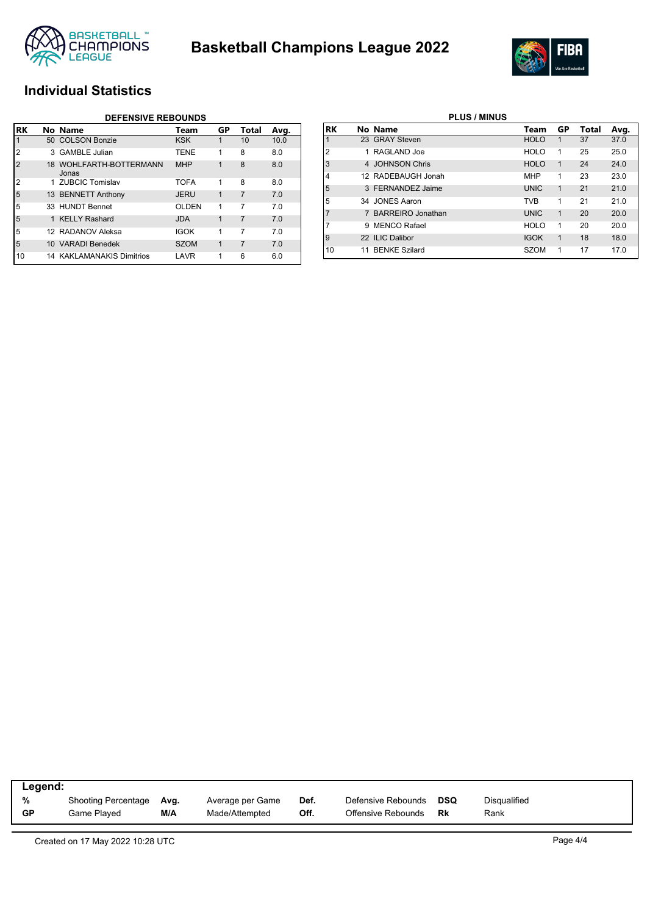# Basketball Champions League 2022

## Individual Statistics

### DEFENSIVE REBOUNDS

| RK | No | Name | Team | GP | Total | Avg. |
|---|---|---|---|---|---|---|
| 1 | 50 | COLSON Bonzie | KSK | 1 | 10 | 10.0 |
| 2 | 3 | GAMBLE Julian | TENE | 1 | 8 | 8.0 |
| 2 | 18 | WOHLFARTH-BOTTERMANN Jonas | MHP | 1 | 8 | 8.0 |
| 2 | 1 | ZUBCIC Tomislav | TOFA | 1 | 8 | 8.0 |
| 5 | 13 | BENNETT Anthony | JERU | 1 | 7 | 7.0 |
| 5 | 33 | HUNDT Bennet | OLDEN | 1 | 7 | 7.0 |
| 5 | 1 | KELLY Rashard | JDA | 1 | 7 | 7.0 |
| 5 | 12 | RADANOV Aleksa | IGOK | 1 | 7 | 7.0 |
| 5 | 10 | VARADI Benedek | SZOM | 1 | 7 | 7.0 |
| 10 | 14 | KAKLAMANAKIS Dimitrios | LAVR | 1 | 6 | 6.0 |

### PLUS / MINUS

| RK | No | Name | Team | GP | Total | Avg. |
|---|---|---|---|---|---|---|
| 1 | 23 | GRAY Steven | HOLO | 1 | 37 | 37.0 |
| 2 | 1 | RAGLAND Joe | HOLO | 1 | 25 | 25.0 |
| 3 | 4 | JOHNSON Chris | HOLO | 1 | 24 | 24.0 |
| 4 | 12 | RADEBAUGH Jonah | MHP | 1 | 23 | 23.0 |
| 5 | 3 | FERNANDEZ Jaime | UNIC | 1 | 21 | 21.0 |
| 5 | 34 | JONES Aaron | TVB | 1 | 21 | 21.0 |
| 7 | 7 | BARREIRO Jonathan | UNIC | 1 | 20 | 20.0 |
| 7 | 9 | MENCO Rafael | HOLO | 1 | 20 | 20.0 |
| 9 | 22 | ILIC Dalibor | IGOK | 1 | 18 | 18.0 |
| 10 | 11 | BENKE Szilard | SZOM | 1 | 17 | 17.0 |

**Legend:**

| | | | | | | | |
|---|---|---|---|---|---|---|---|
| **%** | Shooting Percentage | **Avg.** | Average per Game | **Def.** | Defensive Rebounds | **DSQ** | Disqualified |
| **GP** | Game Played | **M/A** | Made/Attempted | **Off.** | Offensive Rebounds | **Rk** | Rank |

Created on 17 May 2022 10:28 UTC